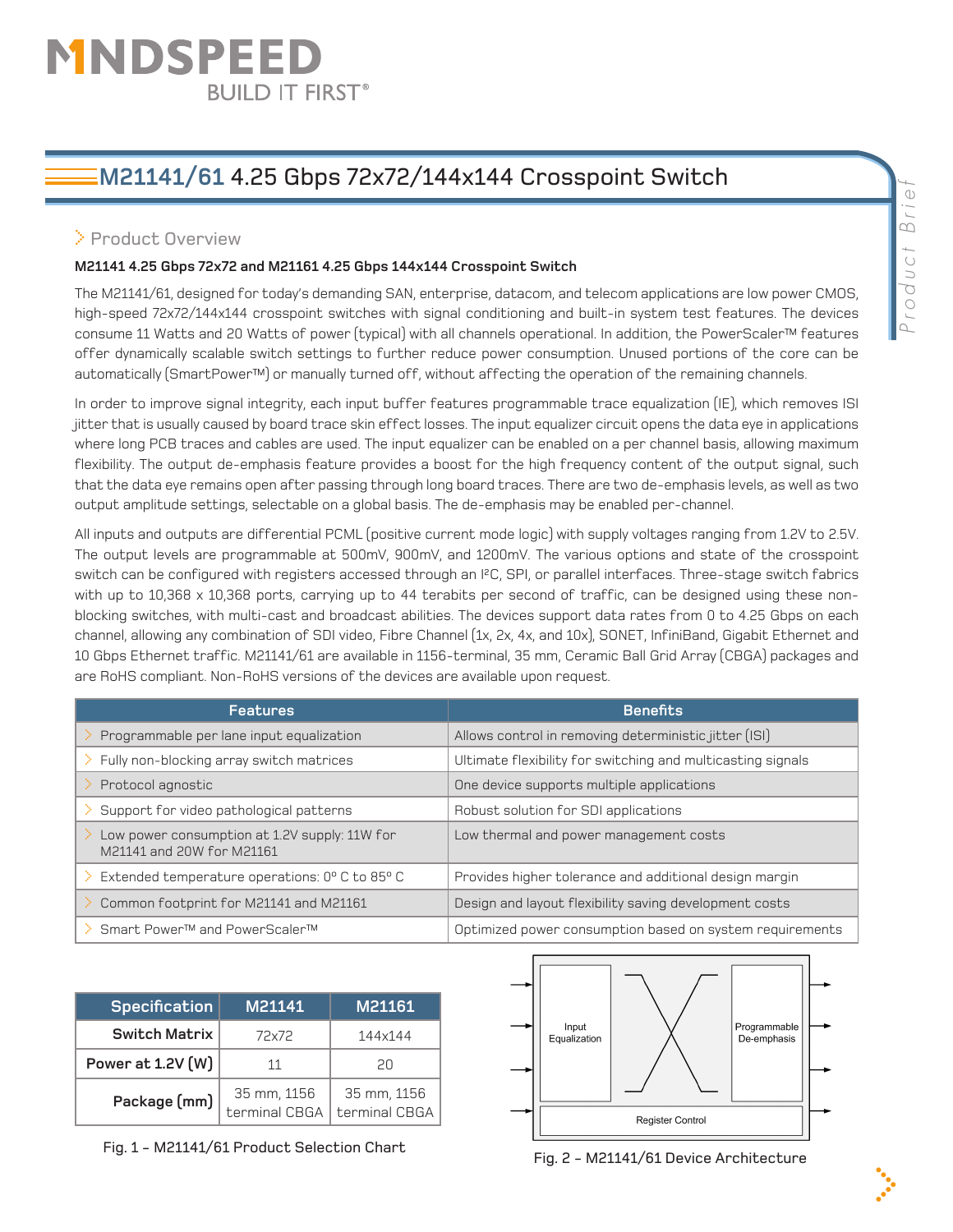# M21141/61 4.25 Gbps 72x72/144x144 Crosspoint Switch

## Product Overview

**M21141 4.25 Gbps 72x72 and M21161 4.25 Gbps 144x144 Crosspoint Switch**

The M21141/61, designed for today's demanding SAN, enterprise, datacom, and telecom applications are low power CMOS, high-speed 72x72/144x144 crosspoint switches with signal conditioning and built-in system test features. The devices consume 11 Watts and 20 Watts of power (typical) with all channels operational. In addition, the PowerScaler™ features offer dynamically scalable switch settings to further reduce power consumption. Unused portions of the core can be automatically (SmartPower™) or manually turned off, without affecting the operation of the remaining channels.

In order to improve signal integrity, each input buffer features programmable trace equalization (IE), which removes ISI jitter that is usually caused by board trace skin effect losses. The input equalizer circuit opens the data eye in applications where long PCB traces and cables are used. The input equalizer can be enabled on a per channel basis, allowing maximum flexibility. The output de-emphasis feature provides a boost for the high frequency content of the output signal, such that the data eye remains open after passing through long board traces. There are two de-emphasis levels, as well as two output amplitude settings, selectable on a global basis. The de-emphasis may be enabled per-channel.

All inputs and outputs are differential PCML (positive current mode logic) with supply voltages ranging from 1.2V to 2.5V. The output levels are programmable at 500mV, 900mV, and 1200mV. The various options and state of the crosspoint switch can be configured with registers accessed through an I²C, SPI, or parallel interfaces. Three-stage switch fabrics with up to 10,368 x 10,368 ports, carrying up to 44 terabits per second of traffic, can be designed using these non-blocking switches, with multi-cast and broadcast abilities. The devices support data rates from 0 to 4.25 Gbps on each channel, allowing any combination of SDI video, Fibre Channel (1x, 2x, 4x, and 10x), SONET, InfiniBand, Gigabit Ethernet and 10 Gbps Ethernet traffic. M21141/61 are available in 1156-terminal, 35 mm, Ceramic Ball Grid Array (CBGA) packages and are RoHS compliant. Non-RoHS versions of the devices are available upon request.

| Features | Benefits |
|---|---|
| Programmable per lane input equalization | Allows control in removing deterministic jitter (ISI) |
| Fully non-blocking array switch matrices | Ultimate flexibility for switching and multicasting signals |
| Protocol agnostic | One device supports multiple applications |
| Support for video pathological patterns | Robust solution for SDI applications |
| Low power consumption at 1.2V supply: 11W for M21141 and 20W for M21161 | Low thermal and power management costs |
| Extended temperature operations: 0° C to 85° C | Provides higher tolerance and additional design margin |
| Common footprint for M21141 and M21161 | Design and layout flexibility saving development costs |
| Smart Power™ and PowerScaler™ | Optimized power consumption based on system requirements |

| Specification | M21141 | M21161 |
|---|---|---|
| Switch Matrix | 72x72 | 144x144 |
| Power at 1.2V (W) | 11 | 20 |
| Package (mm) | 35 mm, 1156 terminal CBGA | 35 mm, 1156 terminal CBGA |

Fig. 1 – M21141/61 Product Selection Chart

Input Equalization | Programmable De-emphasis | Register Control

Fig. 2 – M21141/61 Device Architecture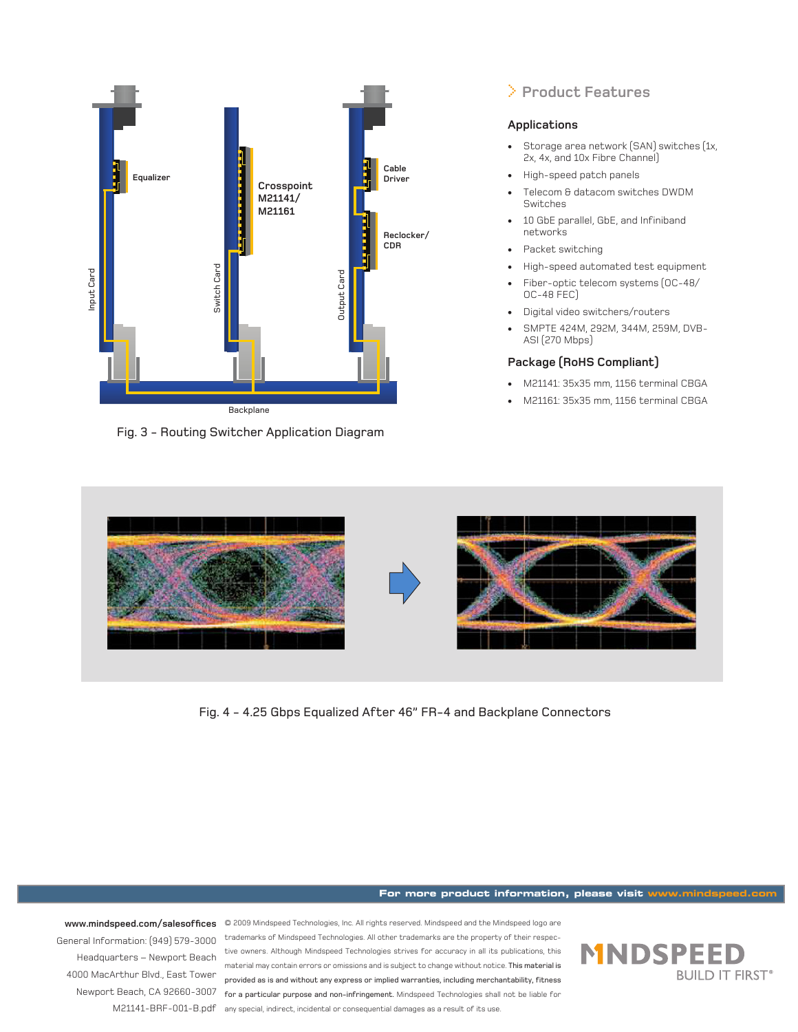Equalizer

Crosspoint M21141/ M21161

Cable Driver

Reclocker/ CDR

Input Card

Switch Card

Output Card

Backplane

Fig. 3 – Routing Switcher Application Diagram

## Product Features

### Applications

- Storage area network (SAN) switches (1x, 2x, 4x, and 10x Fibre Channel)
- High-speed patch panels
- Telecom & datacom switches DWDM Switches
- 10 GbE parallel, GbE, and Infiniband networks
- Packet switching
- High-speed automated test equipment
- Fiber-optic telecom systems (OC-48/ OC-48 FEC)
- Digital video switchers/routers
- SMPTE 424M, 292M, 344M, 259M, DVB-ASI (270 Mbps)

### Package (RoHS Compliant)

- M21141: 35x35 mm, 1156 terminal CBGA
- M21161: 35x35 mm, 1156 terminal CBGA

Fig. 4 – 4.25 Gbps Equalized After 46" FR-4 and Backplane Connectors

**For more product information, please visit www.mindspeed.com**

**www.mindspeed.com/salesoffices**
General Information: (949) 579-3000
Headquarters – Newport Beach
4000 MacArthur Blvd., East Tower
Newport Beach, CA 92660-3007
M21141-BRF-001-B.pdf

© 2009 Mindspeed Technologies, Inc. All rights reserved. Mindspeed and the Mindspeed logo are trademarks of Mindspeed Technologies. All other trademarks are the property of their respective owners. Although Mindspeed Technologies strives for accuracy in all its publications, this material may contain errors or omissions and is subject to change without notice. **This material is provided as is and without any express or implied warranties, including merchantability, fitness for a particular purpose and non-infringement.** Mindspeed Technologies shall not be liable for any special, indirect, incidental or consequential damages as a result of its use.

MINDSPEED
BUILD IT FIRST®